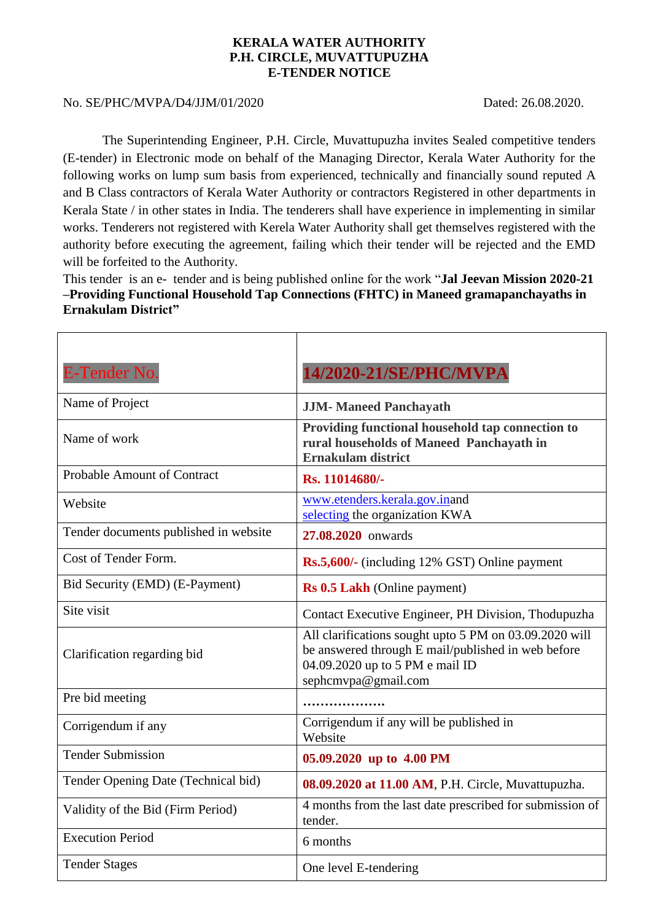**KERALA WATER AUTHORITY**
**P.H. CIRCLE, MUVATTUPUZHA**
**E-TENDER NOTICE**

No. SE/PHC/MVPA/D4/JJM/01/2020 Dated: 26.08.2020.

The Superintending Engineer, P.H. Circle, Muvattupuzha invites Sealed competitive tenders (E-tender) in Electronic mode on behalf of the Managing Director, Kerala Water Authority for the following works on lump sum basis from experienced, technically and financially sound reputed A and B Class contractors of Kerala Water Authority or contractors Registered in other departments in Kerala State / in other states in India. The tenderers shall have experience in implementing in similar works. Tenderers not registered with Kerela Water Authority shall get themselves registered with the authority before executing the agreement, failing which their tender will be rejected and the EMD will be forfeited to the Authority.

This tender is an e- tender and is being published online for the work "**Jal Jeevan Mission 2020-21 –Providing Functional Household Tap Connections (FHTC) in Maneed gramapanchayaths in Ernakulam District**"

| E-Tender No. | **14/2020-21/SE/PHC/MVPA** |
|---|---|
| Name of Project | **JJM- Maneed Panchayath** |
| Name of work | **Providing functional household tap connection to rural households of Maneed Panchayath in Ernakulam district** |
| Probable Amount of Contract | **Rs. 11014680/-** |
| Website | www.etenders.kerala.gov.inand selecting the organization KWA |
| Tender documents published in website | **27.08.2020** onwards |
| Cost of Tender Form. | **Rs.5,600/-** (including 12% GST) Online payment |
| Bid Security (EMD) (E-Payment) | **Rs 0.5 Lakh** (Online payment) |
| Site visit | Contact Executive Engineer, PH Division, Thodupuzha |
| Clarification regarding bid | All clarifications sought upto 5 PM on 03.09.2020 will be answered through E mail/published in web before 04.09.2020 up to 5 PM e mail ID sephcmvpa@gmail.com |
| Pre bid meeting | ………………. |
| Corrigendum if any | Corrigendum if any will be published in Website |
| Tender Submission | **05.09.2020 up to 4.00 PM** |
| Tender Opening Date (Technical bid) | **08.09.2020 at 11.00 AM**, P.H. Circle, Muvattupuzha. |
| Validity of the Bid (Firm Period) | 4 months from the last date prescribed for submission of tender. |
| Execution Period | 6 months |
| Tender Stages | One level E-tendering |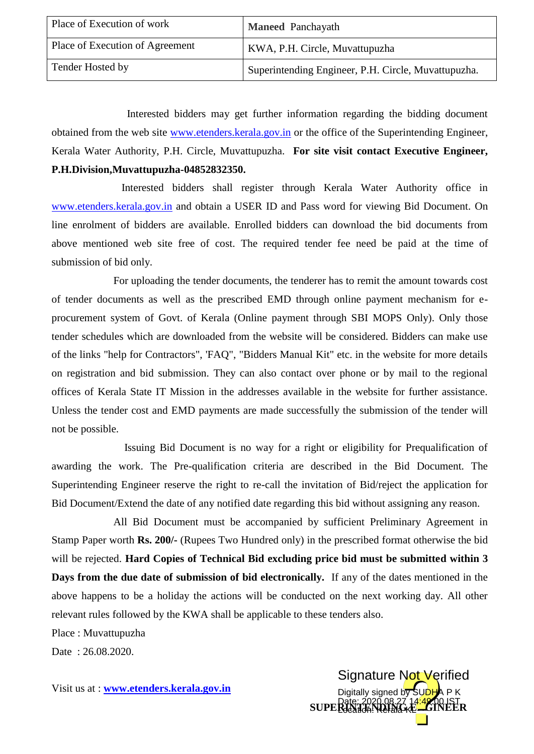| | |
|---|---|
| Place of Execution of work | **Maneed** Panchayath |
| Place of Execution of Agreement | KWA, P.H. Circle, Muvattupuzha |
| Tender Hosted by | Superintending Engineer, P.H. Circle, Muvattupuzha. |

Interested bidders may get further information regarding the bidding document obtained from the web site www.etenders.kerala.gov.in or the office of the Superintending Engineer, Kerala Water Authority, P.H. Circle, Muvattupuzha. **For site visit contact Executive Engineer, P.H.Division,Muvattupuzha-04852832350.**

Interested bidders shall register through Kerala Water Authority office in www.etenders.kerala.gov.in and obtain a USER ID and Pass word for viewing Bid Document. On line enrolment of bidders are available. Enrolled bidders can download the bid documents from above mentioned web site free of cost. The required tender fee need be paid at the time of submission of bid only.

For uploading the tender documents, the tenderer has to remit the amount towards cost of tender documents as well as the prescribed EMD through online payment mechanism for e-procurement system of Govt. of Kerala (Online payment through SBI MOPS Only). Only those tender schedules which are downloaded from the website will be considered. Bidders can make use of the links "help for Contractors", 'FAQ", "Bidders Manual Kit" etc. in the website for more details on registration and bid submission. They can also contact over phone or by mail to the regional offices of Kerala State IT Mission in the addresses available in the website for further assistance. Unless the tender cost and EMD payments are made successfully the submission of the tender will not be possible.

Issuing Bid Document is no way for a right or eligibility for Prequalification of awarding the work. The Pre-qualification criteria are described in the Bid Document. The Superintending Engineer reserve the right to re-call the invitation of Bid/reject the application for Bid Document/Extend the date of any notified date regarding this bid without assigning any reason.

All Bid Document must be accompanied by sufficient Preliminary Agreement in Stamp Paper worth **Rs. 200/-** (Rupees Two Hundred only) in the prescribed format otherwise the bid will be rejected. **Hard Copies of Technical Bid excluding price bid must be submitted within 3 Days from the due date of submission of bid electronically.** If any of the dates mentioned in the above happens to be a holiday the actions will be conducted on the next working day. All other relevant rules followed by the KWA shall be applicable to these tenders also.

Place : Muvattupuzha

Date : 26.08.2020.

Visit us at : **www.etenders.kerala.gov.in**

Signature Not Verified
Digitally signed by SUDHA P K
Date: 2020.08.27 14:49:00 IST
Location: Kerala-KE

**SUPERINTENDING ENGINEER**